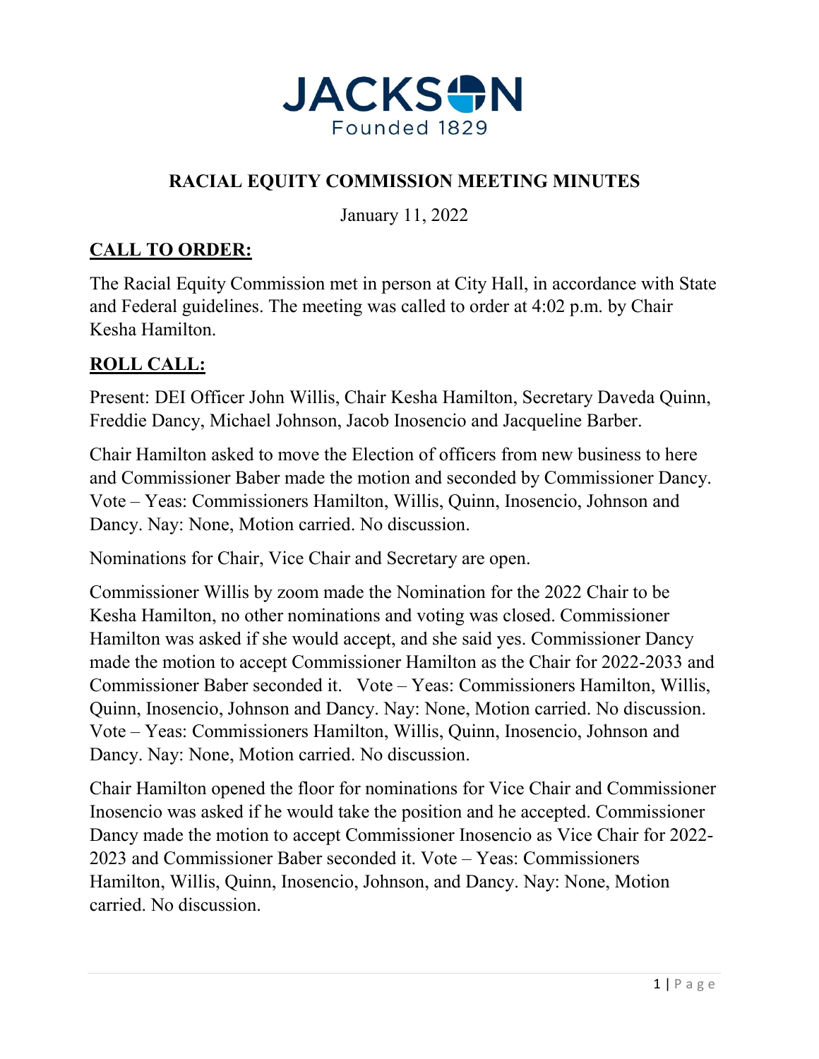JACKSON

Founded 1829

## RACIAL EQUITY COMMISSION MEETING MINUTES

January 11, 2022

### CALL TO ORDER:

The Racial Equity Commission met in person at City Hall, in accordance with State and Federal guidelines. The meeting was called to order at 4:02 p.m. by Chair Kesha Hamilton.

### ROLL CALL:

Present: DEI Officer John Willis, Chair Kesha Hamilton, Secretary Daveda Quinn, Freddie Dancy, Michael Johnson, Jacob Inosencio and Jacqueline Barber.

Chair Hamilton asked to move the Election of officers from new business to here and Commissioner Baber made the motion and seconded by Commissioner Dancy. Vote – Yeas: Commissioners Hamilton, Willis, Quinn, Inosencio, Johnson and Dancy. Nay: None, Motion carried. No discussion.

Nominations for Chair, Vice Chair and Secretary are open.

Commissioner Willis by zoom made the Nomination for the 2022 Chair to be Kesha Hamilton, no other nominations and voting was closed. Commissioner Hamilton was asked if she would accept, and she said yes. Commissioner Dancy made the motion to accept Commissioner Hamilton as the Chair for 2022-2033 and Commissioner Baber seconded it. Vote – Yeas: Commissioners Hamilton, Willis, Quinn, Inosencio, Johnson and Dancy. Nay: None, Motion carried. No discussion. Vote – Yeas: Commissioners Hamilton, Willis, Quinn, Inosencio, Johnson and Dancy. Nay: None, Motion carried. No discussion.

Chair Hamilton opened the floor for nominations for Vice Chair and Commissioner Inosencio was asked if he would take the position and he accepted. Commissioner Dancy made the motion to accept Commissioner Inosencio as Vice Chair for 2022-2023 and Commissioner Baber seconded it. Vote – Yeas: Commissioners Hamilton, Willis, Quinn, Inosencio, Johnson, and Dancy. Nay: None, Motion carried. No discussion.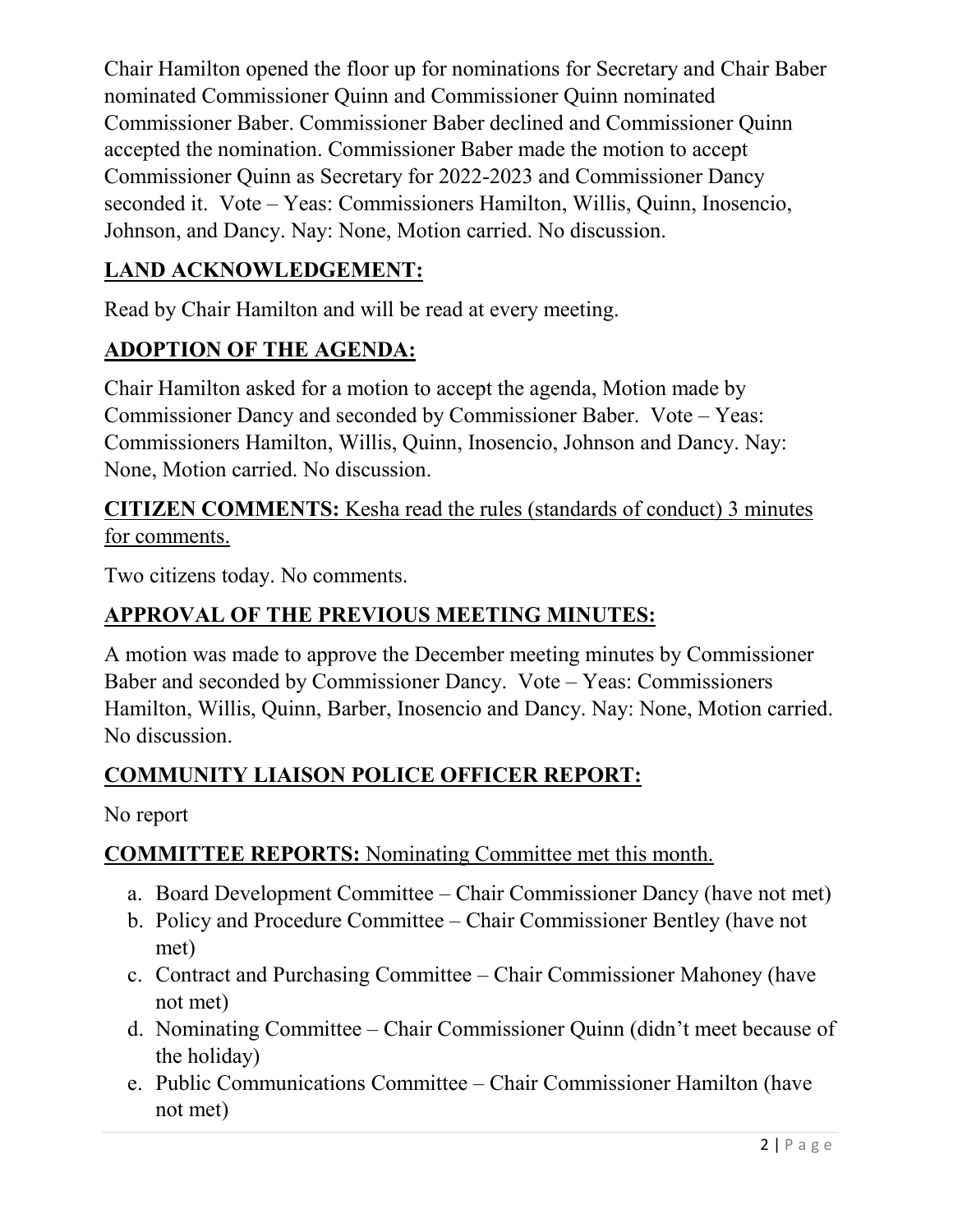Chair Hamilton opened the floor up for nominations for Secretary and Chair Baber nominated Commissioner Quinn and Commissioner Quinn nominated Commissioner Baber. Commissioner Baber declined and Commissioner Quinn accepted the nomination. Commissioner Baber made the motion to accept Commissioner Quinn as Secretary for 2022-2023 and Commissioner Dancy seconded it. Vote – Yeas: Commissioners Hamilton, Willis, Quinn, Inosencio, Johnson, and Dancy. Nay: None, Motion carried. No discussion.

## <u>LAND ACKNOWLEDGEMENT:</u>

Read by Chair Hamilton and will be read at every meeting.

## <u>ADOPTION OF THE AGENDA:</u>

Chair Hamilton asked for a motion to accept the agenda, Motion made by Commissioner Dancy and seconded by Commissioner Baber. Vote – Yeas: Commissioners Hamilton, Willis, Quinn, Inosencio, Johnson and Dancy. Nay: None, Motion carried. No discussion.

<u>**CITIZEN COMMENTS:** Kesha read the rules (standards of conduct) 3 minutes for comments.</u>

Two citizens today. No comments.

## <u>APPROVAL OF THE PREVIOUS MEETING MINUTES:</u>

A motion was made to approve the December meeting minutes by Commissioner Baber and seconded by Commissioner Dancy. Vote – Yeas: Commissioners Hamilton, Willis, Quinn, Barber, Inosencio and Dancy. Nay: None, Motion carried. No discussion.

## <u>COMMUNITY LIAISON POLICE OFFICER REPORT:</u>

No report

<u>**COMMITTEE REPORTS:** Nominating Committee met this month.</u>

a. Board Development Committee – Chair Commissioner Dancy (have not met)
b. Policy and Procedure Committee – Chair Commissioner Bentley (have not met)
c. Contract and Purchasing Committee – Chair Commissioner Mahoney (have not met)
d. Nominating Committee – Chair Commissioner Quinn (didn't meet because of the holiday)
e. Public Communications Committee – Chair Commissioner Hamilton (have not met)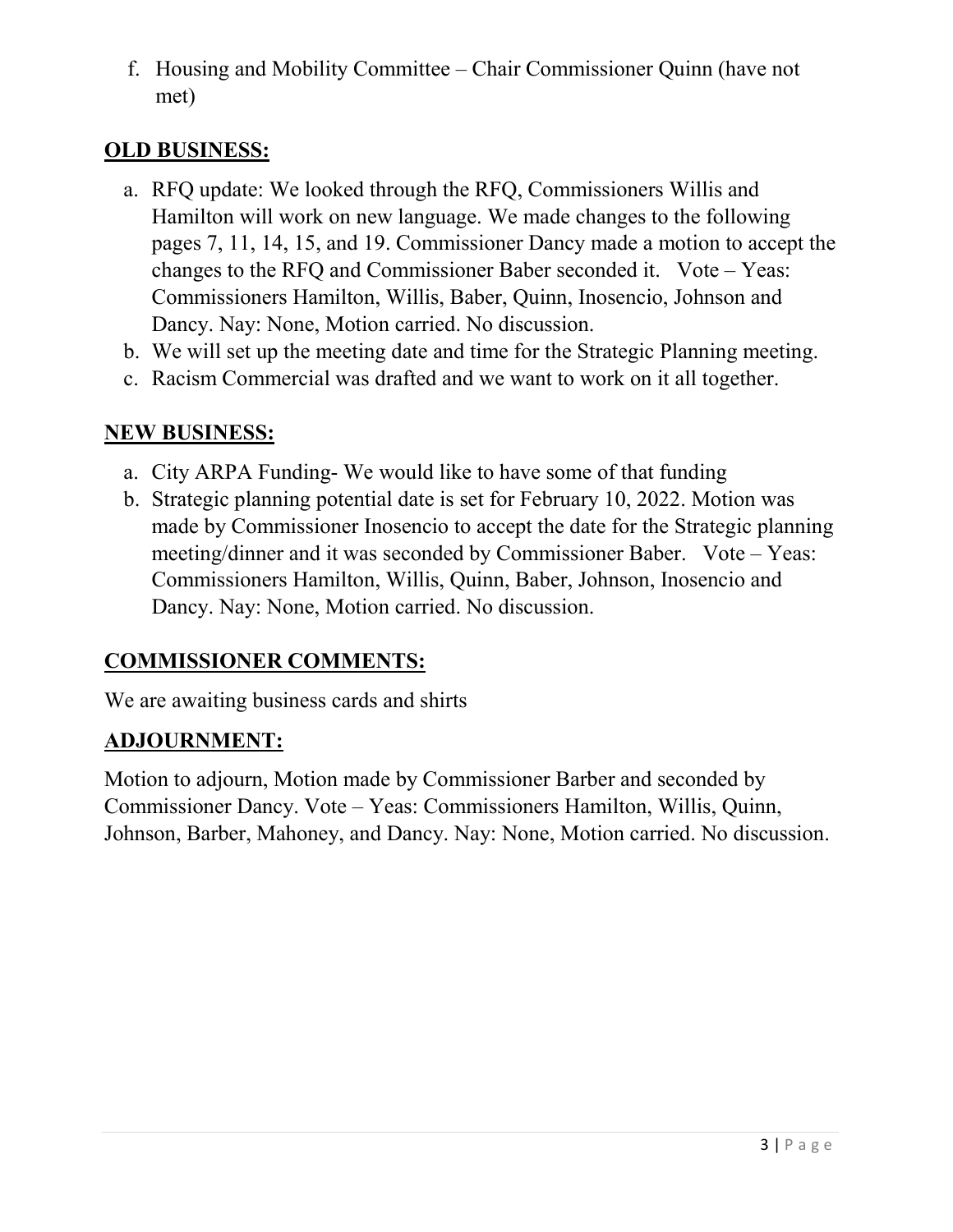f. Housing and Mobility Committee – Chair Commissioner Quinn (have not met)

## OLD BUSINESS:

a. RFQ update: We looked through the RFQ, Commissioners Willis and Hamilton will work on new language. We made changes to the following pages 7, 11, 14, 15, and 19. Commissioner Dancy made a motion to accept the changes to the RFQ and Commissioner Baber seconded it. Vote – Yeas: Commissioners Hamilton, Willis, Baber, Quinn, Inosencio, Johnson and Dancy. Nay: None, Motion carried. No discussion.
b. We will set up the meeting date and time for the Strategic Planning meeting.
c. Racism Commercial was drafted and we want to work on it all together.

## NEW BUSINESS:

a. City ARPA Funding- We would like to have some of that funding
b. Strategic planning potential date is set for February 10, 2022. Motion was made by Commissioner Inosencio to accept the date for the Strategic planning meeting/dinner and it was seconded by Commissioner Baber. Vote – Yeas: Commissioners Hamilton, Willis, Quinn, Baber, Johnson, Inosencio and Dancy. Nay: None, Motion carried. No discussion.

## COMMISSIONER COMMENTS:

We are awaiting business cards and shirts

## ADJOURNMENT:

Motion to adjourn, Motion made by Commissioner Barber and seconded by Commissioner Dancy. Vote – Yeas: Commissioners Hamilton, Willis, Quinn, Johnson, Barber, Mahoney, and Dancy. Nay: None, Motion carried. No discussion.